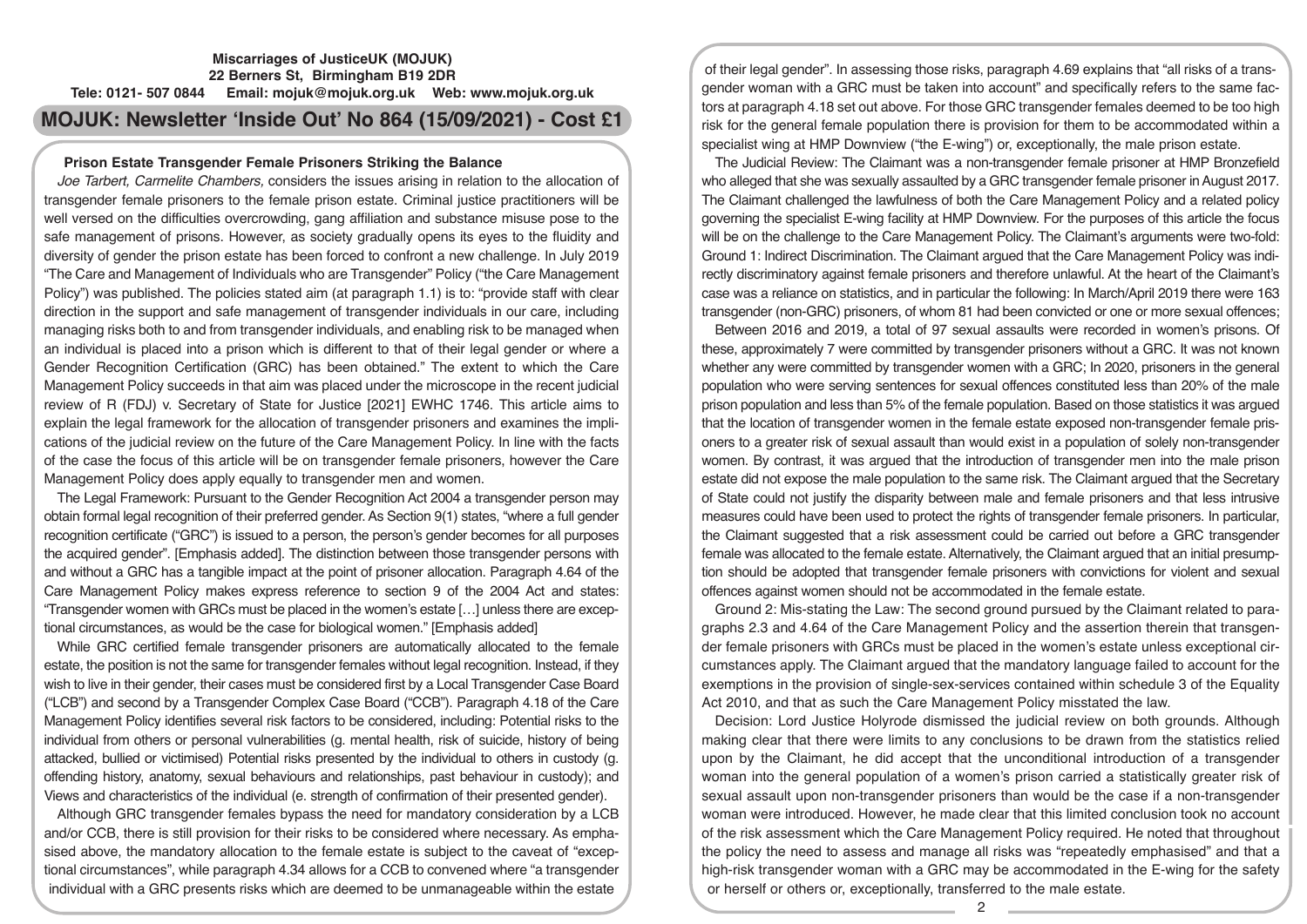**Miscarriages of JusticeUK (MOJUK)**
**22 Berners St, Birmingham B19 2DR**
**Tele: 0121- 507 0844 Email: mojuk@mojuk.org.uk Web: www.mojuk.org.uk**

# MOJUK: Newsletter 'Inside Out' No 864 (15/09/2021) - Cost £1

## Prison Estate Transgender Female Prisoners Striking the Balance

*Joe Tarbert, Carmelite Chambers,* considers the issues arising in relation to the allocation of transgender female prisoners to the female prison estate. Criminal justice practitioners will be well versed on the difficulties overcrowding, gang affiliation and substance misuse pose to the safe management of prisons. However, as society gradually opens its eyes to the fluidity and diversity of gender the prison estate has been forced to confront a new challenge. In July 2019 "The Care and Management of Individuals who are Transgender" Policy ("the Care Management Policy") was published. The policies stated aim (at paragraph 1.1) is to: "provide staff with clear direction in the support and safe management of transgender individuals in our care, including managing risks both to and from transgender individuals, and enabling risk to be managed when an individual is placed into a prison which is different to that of their legal gender or where a Gender Recognition Certification (GRC) has been obtained." The extent to which the Care Management Policy succeeds in that aim was placed under the microscope in the recent judicial review of R (FDJ) v. Secretary of State for Justice [2021] EWHC 1746. This article aims to explain the legal framework for the allocation of transgender prisoners and examines the implications of the judicial review on the future of the Care Management Policy. In line with the facts of the case the focus of this article will be on transgender female prisoners, however the Care Management Policy does apply equally to transgender men and women.

The Legal Framework: Pursuant to the Gender Recognition Act 2004 a transgender person may obtain formal legal recognition of their preferred gender. As Section 9(1) states, "where a full gender recognition certificate ("GRC") is issued to a person, the person's gender becomes for all purposes the acquired gender". [Emphasis added]. The distinction between those transgender persons with and without a GRC has a tangible impact at the point of prisoner allocation. Paragraph 4.64 of the Care Management Policy makes express reference to section 9 of the 2004 Act and states: "Transgender women with GRCs must be placed in the women's estate […] unless there are exceptional circumstances, as would be the case for biological women." [Emphasis added]

While GRC certified female transgender prisoners are automatically allocated to the female estate, the position is not the same for transgender females without legal recognition. Instead, if they wish to live in their gender, their cases must be considered first by a Local Transgender Case Board ("LCB") and second by a Transgender Complex Case Board ("CCB"). Paragraph 4.18 of the Care Management Policy identifies several risk factors to be considered, including: Potential risks to the individual from others or personal vulnerabilities (g. mental health, risk of suicide, history of being attacked, bullied or victimised) Potential risks presented by the individual to others in custody (g. offending history, anatomy, sexual behaviours and relationships, past behaviour in custody); and Views and characteristics of the individual (e. strength of confirmation of their presented gender).

Although GRC transgender females bypass the need for mandatory consideration by a LCB and/or CCB, there is still provision for their risks to be considered where necessary. As emphasised above, the mandatory allocation to the female estate is subject to the caveat of "exceptional circumstances", while paragraph 4.34 allows for a CCB to convened where "a transgender individual with a GRC presents risks which are deemed to be unmanageable within the estate of their legal gender". In assessing those risks, paragraph 4.69 explains that "all risks of a transgender woman with a GRC must be taken into account" and specifically refers to the same factors at paragraph 4.18 set out above. For those GRC transgender females deemed to be too high risk for the general female population there is provision for them to be accommodated within a specialist wing at HMP Downview ("the E-wing") or, exceptionally, the male prison estate.

The Judicial Review: The Claimant was a non-transgender female prisoner at HMP Bronzefield who alleged that she was sexually assaulted by a GRC transgender female prisoner in August 2017. The Claimant challenged the lawfulness of both the Care Management Policy and a related policy governing the specialist E-wing facility at HMP Downview. For the purposes of this article the focus will be on the challenge to the Care Management Policy. The Claimant's arguments were two-fold: Ground 1: Indirect Discrimination. The Claimant argued that the Care Management Policy was indirectly discriminatory against female prisoners and therefore unlawful. At the heart of the Claimant's case was a reliance on statistics, and in particular the following: In March/April 2019 there were 163 transgender (non-GRC) prisoners, of whom 81 had been convicted or one or more sexual offences;

Between 2016 and 2019, a total of 97 sexual assaults were recorded in women's prisons. Of these, approximately 7 were committed by transgender prisoners without a GRC. It was not known whether any were committed by transgender women with a GRC; In 2020, prisoners in the general population who were serving sentences for sexual offences constituted less than 20% of the male prison population and less than 5% of the female population. Based on those statistics it was argued that the location of transgender women in the female estate exposed non-transgender female prisoners to a greater risk of sexual assault than would exist in a population of solely non-transgender women. By contrast, it was argued that the introduction of transgender men into the male prison estate did not expose the male population to the same risk. The Claimant argued that the Secretary of State could not justify the disparity between male and female prisoners and that less intrusive measures could have been used to protect the rights of transgender female prisoners. In particular, the Claimant suggested that a risk assessment could be carried out before a GRC transgender female was allocated to the female estate. Alternatively, the Claimant argued that an initial presumption should be adopted that transgender female prisoners with convictions for violent and sexual offences against women should not be accommodated in the female estate.

Ground 2: Mis-stating the Law: The second ground pursued by the Claimant related to paragraphs 2.3 and 4.64 of the Care Management Policy and the assertion therein that transgender female prisoners with GRCs must be placed in the women's estate unless exceptional circumstances apply. The Claimant argued that the mandatory language failed to account for the exemptions in the provision of single-sex-services contained within schedule 3 of the Equality Act 2010, and that as such the Care Management Policy misstated the law.

Decision: Lord Justice Holyrode dismissed the judicial review on both grounds. Although making clear that there were limits to any conclusions to be drawn from the statistics relied upon by the Claimant, he did accept that the unconditional introduction of a transgender woman into the general population of a women's prison carried a statistically greater risk of sexual assault upon non-transgender prisoners than would be the case if a non-transgender woman were introduced. However, he made clear that this limited conclusion took no account of the risk assessment which the Care Management Policy required. He noted that throughout the policy the need to assess and manage all risks was "repeatedly emphasised" and that a high-risk transgender woman with a GRC may be accommodated in the E-wing for the safety or herself or others or, exceptionally, transferred to the male estate.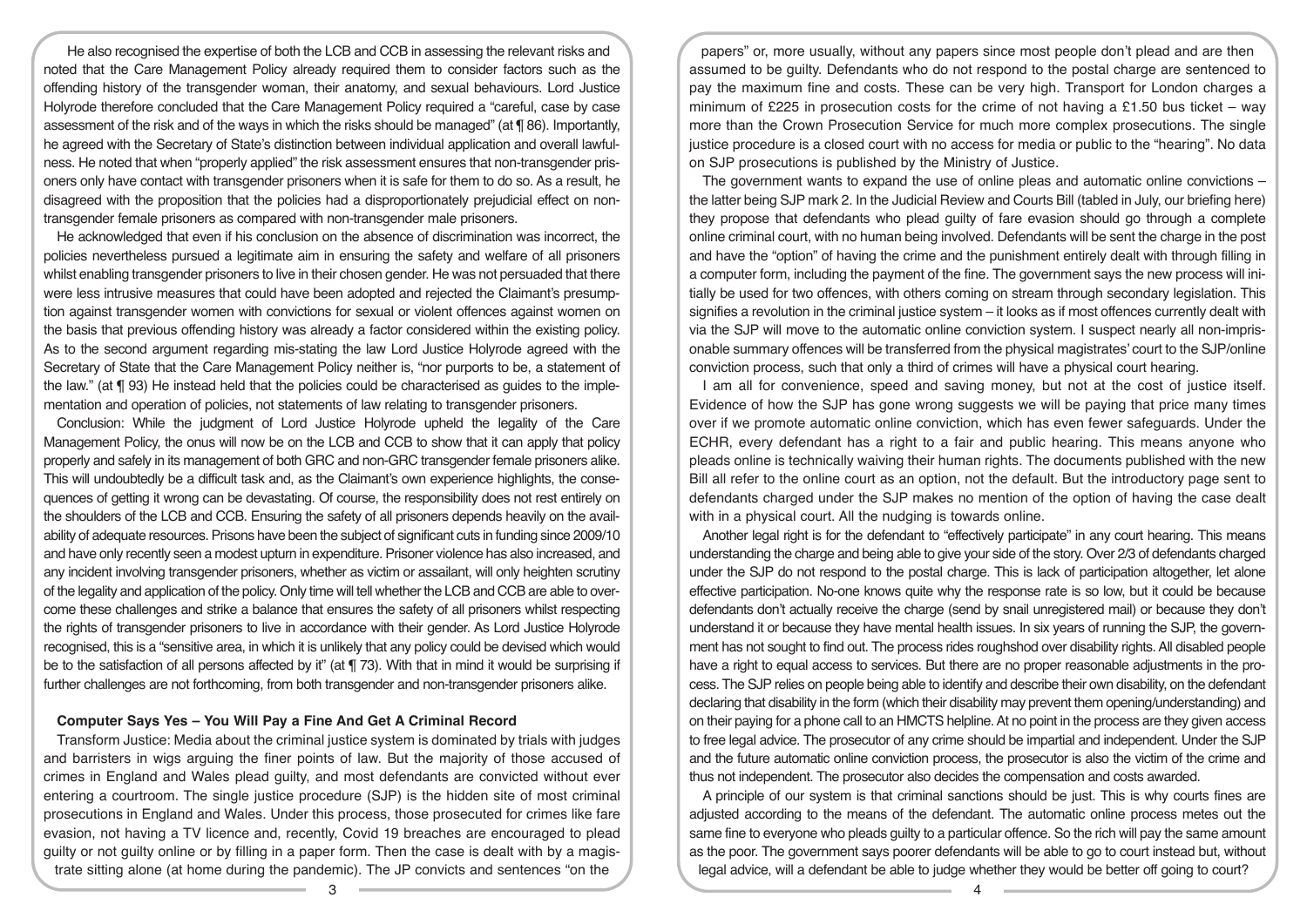He also recognised the expertise of both the LCB and CCB in assessing the relevant risks and noted that the Care Management Policy already required them to consider factors such as the offending history of the transgender woman, their anatomy, and sexual behaviours. Lord Justice Holyrode therefore concluded that the Care Management Policy required a "careful, case by case assessment of the risk and of the ways in which the risks should be managed" (at ¶ 86). Importantly, he agreed with the Secretary of State's distinction between individual application and overall lawfulness. He noted that when "properly applied" the risk assessment ensures that non-transgender prisoners only have contact with transgender prisoners when it is safe for them to do so. As a result, he disagreed with the proposition that the policies had a disproportionately prejudicial effect on non-transgender female prisoners as compared with non-transgender male prisoners.

He acknowledged that even if his conclusion on the absence of discrimination was incorrect, the policies nevertheless pursued a legitimate aim in ensuring the safety and welfare of all prisoners whilst enabling transgender prisoners to live in their chosen gender. He was not persuaded that there were less intrusive measures that could have been adopted and rejected the Claimant's presumption against transgender women with convictions for sexual or violent offences against women on the basis that previous offending history was already a factor considered within the existing policy. As to the second argument regarding mis-stating the law Lord Justice Holyrode agreed with the Secretary of State that the Care Management Policy neither is, "nor purports to be, a statement of the law." (at ¶ 93) He instead held that the policies could be characterised as guides to the implementation and operation of policies, not statements of law relating to transgender prisoners.

Conclusion: While the judgment of Lord Justice Holyrode upheld the legality of the Care Management Policy, the onus will now be on the LCB and CCB to show that it can apply that policy properly and safely in its management of both GRC and non-GRC transgender female prisoners alike. This will undoubtedly be a difficult task and, as the Claimant's own experience highlights, the consequences of getting it wrong can be devastating. Of course, the responsibility does not rest entirely on the shoulders of the LCB and CCB. Ensuring the safety of all prisoners depends heavily on the availability of adequate resources. Prisons have been the subject of significant cuts in funding since 2009/10 and have only recently seen a modest upturn in expenditure. Prisoner violence has also increased, and any incident involving transgender prisoners, whether as victim or assailant, will only heighten scrutiny of the legality and application of the policy. Only time will tell whether the LCB and CCB are able to overcome these challenges and strike a balance that ensures the safety of all prisoners whilst respecting the rights of transgender prisoners to live in accordance with their gender. As Lord Justice Holyrode recognised, this is a "sensitive area, in which it is unlikely that any policy could be devised which would be to the satisfaction of all persons affected by it" (at ¶ 73). With that in mind it would be surprising if further challenges are not forthcoming, from both transgender and non-transgender prisoners alike.

## Computer Says Yes – You Will Pay a Fine And Get A Criminal Record

Transform Justice: Media about the criminal justice system is dominated by trials with judges and barristers in wigs arguing the finer points of law. But the majority of those accused of crimes in England and Wales plead guilty, and most defendants are convicted without ever entering a courtroom. The single justice procedure (SJP) is the hidden site of most criminal prosecutions in England and Wales. Under this process, those prosecuted for crimes like fare evasion, not having a TV licence and, recently, Covid 19 breaches are encouraged to plead guilty or not guilty online or by filling in a paper form. Then the case is dealt with by a magistrate sitting alone (at home during the pandemic). The JP convicts and sentences "on the papers" or, more usually, without any papers since most people don't plead and are then assumed to be guilty. Defendants who do not respond to the postal charge are sentenced to pay the maximum fine and costs. These can be very high. Transport for London charges a minimum of £225 in prosecution costs for the crime of not having a £1.50 bus ticket – way more than the Crown Prosecution Service for much more complex prosecutions. The single justice procedure is a closed court with no access for media or public to the "hearing". No data on SJP prosecutions is published by the Ministry of Justice.

The government wants to expand the use of online pleas and automatic online convictions – the latter being SJP mark 2. In the Judicial Review and Courts Bill (tabled in July, our briefing here) they propose that defendants who plead guilty of fare evasion should go through a complete online criminal court, with no human being involved. Defendants will be sent the charge in the post and have the "option" of having the crime and the punishment entirely dealt with through filling in a computer form, including the payment of the fine. The government says the new process will initially be used for two offences, with others coming on stream through secondary legislation. This signifies a revolution in the criminal justice system – it looks as if most offences currently dealt with via the SJP will move to the automatic online conviction system. I suspect nearly all non-imprisonable summary offences will be transferred from the physical magistrates' court to the SJP/online conviction process, such that only a third of crimes will have a physical court hearing.

I am all for convenience, speed and saving money, but not at the cost of justice itself. Evidence of how the SJP has gone wrong suggests we will be paying that price many times over if we promote automatic online conviction, which has even fewer safeguards. Under the ECHR, every defendant has a right to a fair and public hearing. This means anyone who pleads online is technically waiving their human rights. The documents published with the new Bill all refer to the online court as an option, not the default. But the introductory page sent to defendants charged under the SJP makes no mention of the option of having the case dealt with in a physical court. All the nudging is towards online.

Another legal right is for the defendant to "effectively participate" in any court hearing. This means understanding the charge and being able to give your side of the story. Over 2/3 of defendants charged under the SJP do not respond to the postal charge. This is lack of participation altogether, let alone effective participation. No-one knows quite why the response rate is so low, but it could be because defendants don't actually receive the charge (send by snail unregistered mail) or because they don't understand it or because they have mental health issues. In six years of running the SJP, the government has not sought to find out. The process rides roughshod over disability rights. All disabled people have a right to equal access to services. But there are no proper reasonable adjustments in the process. The SJP relies on people being able to identify and describe their own disability, on the defendant declaring that disability in the form (which their disability may prevent them opening/understanding) and on their paying for a phone call to an HMCTS helpline. At no point in the process are they given access to free legal advice. The prosecutor of any crime should be impartial and independent. Under the SJP and the future automatic online conviction process, the prosecutor is also the victim of the crime and thus not independent. The prosecutor also decides the compensation and costs awarded.

A principle of our system is that criminal sanctions should be just. This is why courts fines are adjusted according to the means of the defendant. The automatic online process metes out the same fine to everyone who pleads guilty to a particular offence. So the rich will pay the same amount as the poor. The government says poorer defendants will be able to go to court instead but, without legal advice, will a defendant be able to judge whether they would be better off going to court?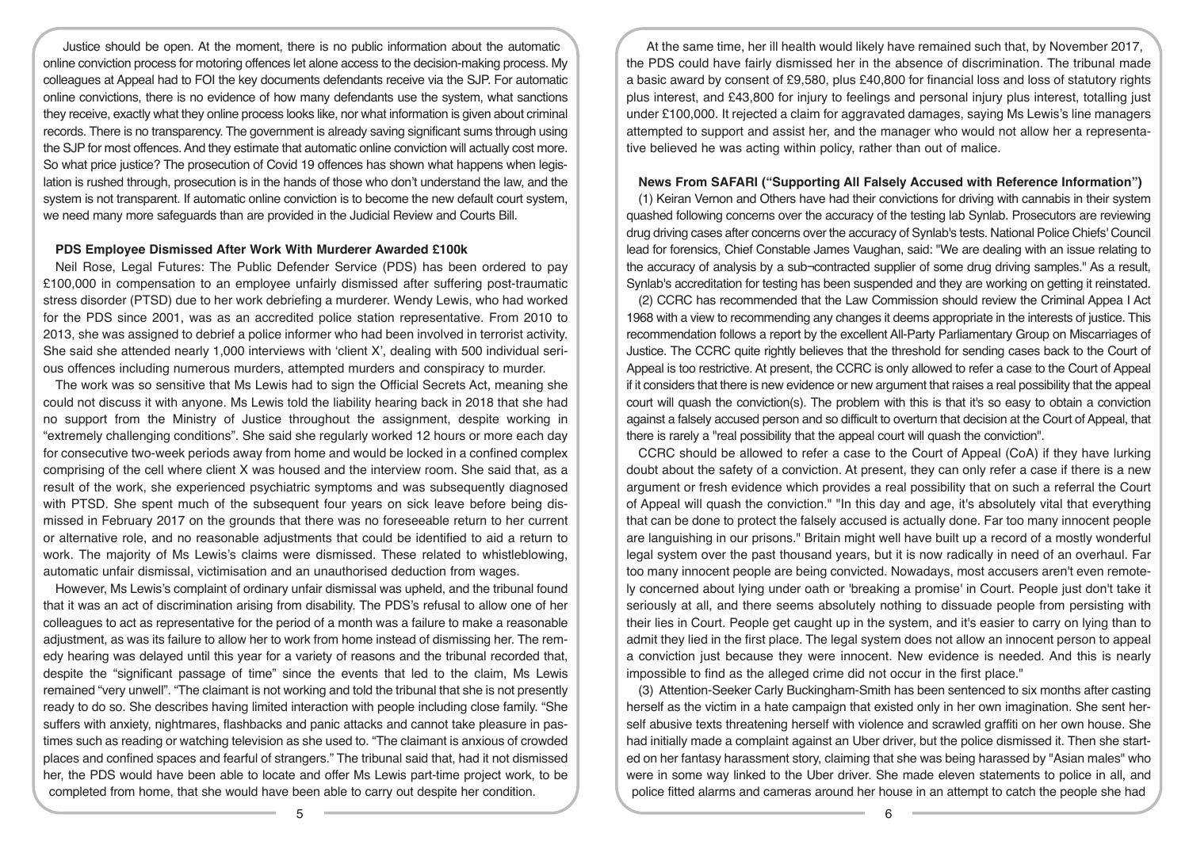Justice should be open. At the moment, there is no public information about the automatic online conviction process for motoring offences let alone access to the decision-making process. My colleagues at Appeal had to FOI the key documents defendants receive via the SJP. For automatic online convictions, there is no evidence of how many defendants use the system, what sanctions they receive, exactly what they online process looks like, nor what information is given about criminal records. There is no transparency. The government is already saving significant sums through using the SJP for most offences. And they estimate that automatic online conviction will actually cost more. So what price justice? The prosecution of Covid 19 offences has shown what happens when legislation is rushed through, prosecution is in the hands of those who don't understand the law, and the system is not transparent. If automatic online conviction is to become the new default court system, we need many more safeguards than are provided in the Judicial Review and Courts Bill.

### PDS Employee Dismissed After Work With Murderer Awarded £100k

Neil Rose, Legal Futures: The Public Defender Service (PDS) has been ordered to pay £100,000 in compensation to an employee unfairly dismissed after suffering post-traumatic stress disorder (PTSD) due to her work debriefing a murderer. Wendy Lewis, who had worked for the PDS since 2001, was as an accredited police station representative. From 2010 to 2013, she was assigned to debrief a police informer who had been involved in terrorist activity. She said she attended nearly 1,000 interviews with 'client X', dealing with 500 individual serious offences including numerous murders, attempted murders and conspiracy to murder.

The work was so sensitive that Ms Lewis had to sign the Official Secrets Act, meaning she could not discuss it with anyone. Ms Lewis told the liability hearing back in 2018 that she had no support from the Ministry of Justice throughout the assignment, despite working in "extremely challenging conditions". She said she regularly worked 12 hours or more each day for consecutive two-week periods away from home and would be locked in a confined complex comprising of the cell where client X was housed and the interview room. She said that, as a result of the work, she experienced psychiatric symptoms and was subsequently diagnosed with PTSD. She spent much of the subsequent four years on sick leave before being dismissed in February 2017 on the grounds that there was no foreseeable return to her current or alternative role, and no reasonable adjustments that could be identified to aid a return to work. The majority of Ms Lewis's claims were dismissed. These related to whistleblowing, automatic unfair dismissal, victimisation and an unauthorised deduction from wages.

However, Ms Lewis's complaint of ordinary unfair dismissal was upheld, and the tribunal found that it was an act of discrimination arising from disability. The PDS's refusal to allow one of her colleagues to act as representative for the period of a month was a failure to make a reasonable adjustment, as was its failure to allow her to work from home instead of dismissing her. The remedy hearing was delayed until this year for a variety of reasons and the tribunal recorded that, despite the "significant passage of time" since the events that led to the claim, Ms Lewis remained "very unwell". "The claimant is not working and told the tribunal that she is not presently ready to do so. She describes having limited interaction with people including close family. "She suffers with anxiety, nightmares, flashbacks and panic attacks and cannot take pleasure in pastimes such as reading or watching television as she used to. "The claimant is anxious of crowded places and confined spaces and fearful of strangers." The tribunal said that, had it not dismissed her, the PDS would have been able to locate and offer Ms Lewis part-time project work, to be completed from home, that she would have been able to carry out despite her condition.

At the same time, her ill health would likely have remained such that, by November 2017, the PDS could have fairly dismissed her in the absence of discrimination. The tribunal made a basic award by consent of £9,580, plus £40,800 for financial loss and loss of statutory rights plus interest, and £43,800 for injury to feelings and personal injury plus interest, totalling just under £100,000. It rejected a claim for aggravated damages, saying Ms Lewis's line managers attempted to support and assist her, and the manager who would not allow her a representative believed he was acting within policy, rather than out of malice.

### News From SAFARI ("Supporting All Falsely Accused with Reference Information")

(1) Keiran Vernon and Others have had their convictions for driving with cannabis in their system quashed following concerns over the accuracy of the testing lab Synlab. Prosecutors are reviewing drug driving cases after concerns over the accuracy of Synlab's tests. National Police Chiefs' Council lead for forensics, Chief Constable James Vaughan, said: "We are dealing with an issue relating to the accuracy of analysis by a sub¬contracted supplier of some drug driving samples." As a result, Synlab's accreditation for testing has been suspended and they are working on getting it reinstated.

(2) CCRC has recommended that the Law Commission should review the Criminal Appea l Act 1968 with a view to recommending any changes it deems appropriate in the interests of justice. This recommendation follows a report by the excellent All-Party Parliamentary Group on Miscarriages of Justice. The CCRC quite rightly believes that the threshold for sending cases back to the Court of Appeal is too restrictive. At present, the CCRC is only allowed to refer a case to the Court of Appeal if it considers that there is new evidence or new argument that raises a real possibility that the appeal court will quash the conviction(s). The problem with this is that it's so easy to obtain a conviction against a falsely accused person and so difficult to overturn that decision at the Court of Appeal, that there is rarely a "real possibility that the appeal court will quash the conviction".

CCRC should be allowed to refer a case to the Court of Appeal (CoA) if they have lurking doubt about the safety of a conviction. At present, they can only refer a case if there is a new argument or fresh evidence which provides a real possibility that on such a referral the Court of Appeal will quash the conviction." "In this day and age, it's absolutely vital that everything that can be done to protect the falsely accused is actually done. Far too many innocent people are languishing in our prisons." Britain might well have built up a record of a mostly wonderful legal system over the past thousand years, but it is now radically in need of an overhaul. Far too many innocent people are being convicted. Nowadays, most accusers aren't even remotely concerned about lying under oath or 'breaking a promise' in Court. People just don't take it seriously at all, and there seems absolutely nothing to dissuade people from persisting with their lies in Court. People get caught up in the system, and it's easier to carry on lying than to admit they lied in the first place. The legal system does not allow an innocent person to appeal a conviction just because they were innocent. New evidence is needed. And this is nearly impossible to find as the alleged crime did not occur in the first place."

(3) Attention-Seeker Carly Buckingham-Smith has been sentenced to six months after casting herself as the victim in a hate campaign that existed only in her own imagination. She sent herself abusive texts threatening herself with violence and scrawled graffiti on her own house. She had initially made a complaint against an Uber driver, but the police dismissed it. Then she started on her fantasy harassment story, claiming that she was being harassed by "Asian males" who were in some way linked to the Uber driver. She made eleven statements to police in all, and police fitted alarms and cameras around her house in an attempt to catch the people she had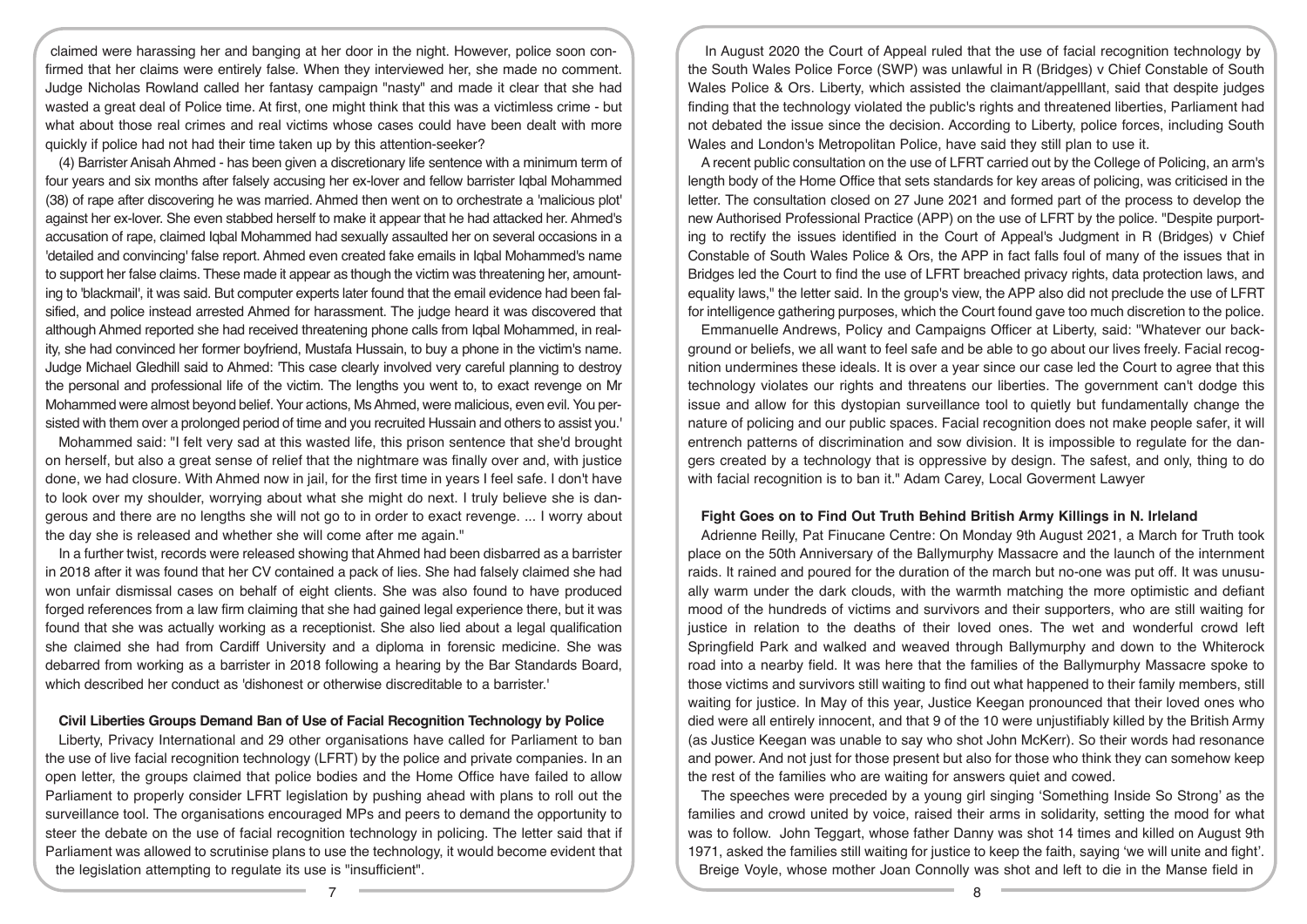claimed were harassing her and banging at her door in the night. However, police soon confirmed that her claims were entirely false. When they interviewed her, she made no comment. Judge Nicholas Rowland called her fantasy campaign "nasty" and made it clear that she had wasted a great deal of Police time. At first, one might think that this was a victimless crime - but what about those real crimes and real victims whose cases could have been dealt with more quickly if police had not had their time taken up by this attention-seeker?

(4) Barrister Anisah Ahmed - has been given a discretionary life sentence with a minimum term of four years and six months after falsely accusing her ex-lover and fellow barrister Iqbal Mohammed (38) of rape after discovering he was married. Ahmed then went on to orchestrate a 'malicious plot' against her ex-lover. She even stabbed herself to make it appear that he had attacked her. Ahmed's accusation of rape, claimed Iqbal Mohammed had sexually assaulted her on several occasions in a 'detailed and convincing' false report. Ahmed even created fake emails in Iqbal Mohammed's name to support her false claims. These made it appear as though the victim was threatening her, amounting to 'blackmail', it was said. But computer experts later found that the email evidence had been falsified, and police instead arrested Ahmed for harassment. The judge heard it was discovered that although Ahmed reported she had received threatening phone calls from Iqbal Mohammed, in reality, she had convinced her former boyfriend, Mustafa Hussain, to buy a phone in the victim's name. Judge Michael Gledhill said to Ahmed: 'This case clearly involved very careful planning to destroy the personal and professional life of the victim. The lengths you went to, to exact revenge on Mr Mohammed were almost beyond belief. Your actions, Ms Ahmed, were malicious, even evil. You persisted with them over a prolonged period of time and you recruited Hussain and others to assist you.'

Mohammed said: "I felt very sad at this wasted life, this prison sentence that she'd brought on herself, but also a great sense of relief that the nightmare was finally over and, with justice done, we had closure. With Ahmed now in jail, for the first time in years I feel safe. I don't have to look over my shoulder, worrying about what she might do next. I truly believe she is dangerous and there are no lengths she will not go to in order to exact revenge. ... I worry about the day she is released and whether she will come after me again."

In a further twist, records were released showing that Ahmed had been disbarred as a barrister in 2018 after it was found that her CV contained a pack of lies. She had falsely claimed she had won unfair dismissal cases on behalf of eight clients. She was also found to have produced forged references from a law firm claiming that she had gained legal experience there, but it was found that she was actually working as a receptionist. She also lied about a legal qualification she claimed she had from Cardiff University and a diploma in forensic medicine. She was debarred from working as a barrister in 2018 following a hearing by the Bar Standards Board, which described her conduct as 'dishonest or otherwise discreditable to a barrister.'

## Civil Liberties Groups Demand Ban of Use of Facial Recognition Technology by Police

Liberty, Privacy International and 29 other organisations have called for Parliament to ban the use of live facial recognition technology (LFRT) by the police and private companies. In an open letter, the groups claimed that police bodies and the Home Office have failed to allow Parliament to properly consider LFRT legislation by pushing ahead with plans to roll out the surveillance tool. The organisations encouraged MPs and peers to demand the opportunity to steer the debate on the use of facial recognition technology in policing. The letter said that if Parliament was allowed to scrutinise plans to use the technology, it would become evident that the legislation attempting to regulate its use is "insufficient".

In August 2020 the Court of Appeal ruled that the use of facial recognition technology by the South Wales Police Force (SWP) was unlawful in R (Bridges) v Chief Constable of South Wales Police & Ors. Liberty, which assisted the claimant/appelllant, said that despite judges finding that the technology violated the public's rights and threatened liberties, Parliament had not debated the issue since the decision. According to Liberty, police forces, including South Wales and London's Metropolitan Police, have said they still plan to use it.

A recent public consultation on the use of LFRT carried out by the College of Policing, an arm's length body of the Home Office that sets standards for key areas of policing, was criticised in the letter. The consultation closed on 27 June 2021 and formed part of the process to develop the new Authorised Professional Practice (APP) on the use of LFRT by the police. "Despite purporting to rectify the issues identified in the Court of Appeal's Judgment in R (Bridges) v Chief Constable of South Wales Police & Ors, the APP in fact falls foul of many of the issues that in Bridges led the Court to find the use of LFRT breached privacy rights, data protection laws, and equality laws," the letter said. In the group's view, the APP also did not preclude the use of LFRT for intelligence gathering purposes, which the Court found gave too much discretion to the police.

Emmanuelle Andrews, Policy and Campaigns Officer at Liberty, said: "Whatever our background or beliefs, we all want to feel safe and be able to go about our lives freely. Facial recognition undermines these ideals. It is over a year since our case led the Court to agree that this technology violates our rights and threatens our liberties. The government can't dodge this issue and allow for this dystopian surveillance tool to quietly but fundamentally change the nature of policing and our public spaces. Facial recognition does not make people safer, it will entrench patterns of discrimination and sow division. It is impossible to regulate for the dangers created by a technology that is oppressive by design. The safest, and only, thing to do with facial recognition is to ban it." Adam Carey, Local Goverment Lawyer

## Fight Goes on to Find Out Truth Behind British Army Killings in N. Irleland

Adrienne Reilly, Pat Finucane Centre: On Monday 9th August 2021, a March for Truth took place on the 50th Anniversary of the Ballymurphy Massacre and the launch of the internment raids. It rained and poured for the duration of the march but no-one was put off. It was unusually warm under the dark clouds, with the warmth matching the more optimistic and defiant mood of the hundreds of victims and survivors and their supporters, who are still waiting for justice in relation to the deaths of their loved ones. The wet and wonderful crowd left Springfield Park and walked and weaved through Ballymurphy and down to the Whiterock road into a nearby field. It was here that the families of the Ballymurphy Massacre spoke to those victims and survivors still waiting to find out what happened to their family members, still waiting for justice. In May of this year, Justice Keegan pronounced that their loved ones who died were all entirely innocent, and that 9 of the 10 were unjustifiably killed by the British Army (as Justice Keegan was unable to say who shot John McKerr). So their words had resonance and power. And not just for those present but also for those who think they can somehow keep the rest of the families who are waiting for answers quiet and cowed.

The speeches were preceded by a young girl singing 'Something Inside So Strong' as the families and crowd united by voice, raised their arms in solidarity, setting the mood for what was to follow. John Teggart, whose father Danny was shot 14 times and killed on August 9th 1971, asked the families still waiting for justice to keep the faith, saying 'we will unite and fight'.

Breige Voyle, whose mother Joan Connolly was shot and left to die in the Manse field in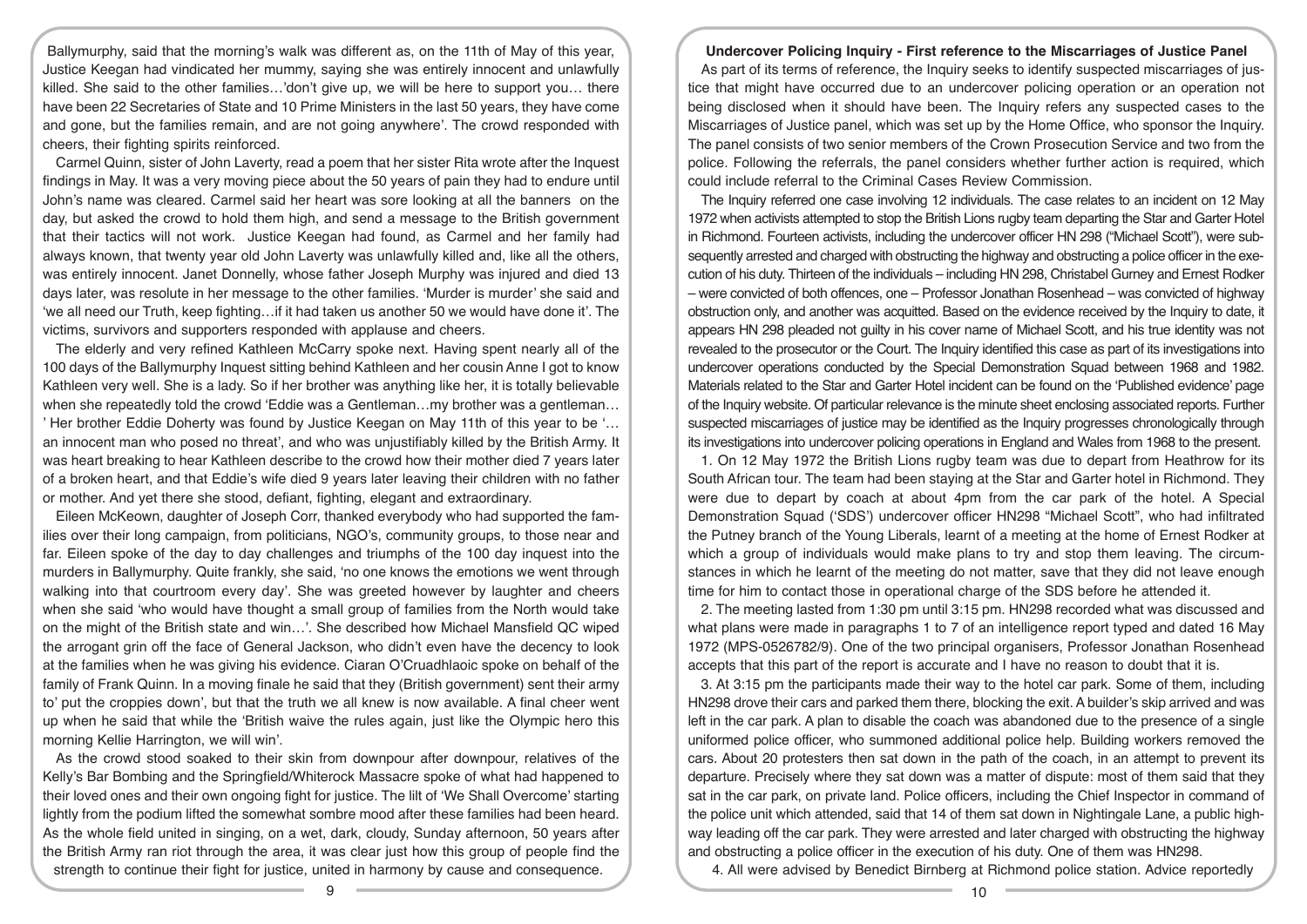Ballymurphy, said that the morning's walk was different as, on the 11th of May of this year, Justice Keegan had vindicated her mummy, saying she was entirely innocent and unlawfully killed. She said to the other families…'don't give up, we will be here to support you… there have been 22 Secretaries of State and 10 Prime Ministers in the last 50 years, they have come and gone, but the families remain, and are not going anywhere'. The crowd responded with cheers, their fighting spirits reinforced.

Carmel Quinn, sister of John Laverty, read a poem that her sister Rita wrote after the Inquest findings in May. It was a very moving piece about the 50 years of pain they had to endure until John's name was cleared. Carmel said her heart was sore looking at all the banners on the day, but asked the crowd to hold them high, and send a message to the British government that their tactics will not work. Justice Keegan had found, as Carmel and her family had always known, that twenty year old John Laverty was unlawfully killed and, like all the others, was entirely innocent. Janet Donnelly, whose father Joseph Murphy was injured and died 13 days later, was resolute in her message to the other families. 'Murder is murder' she said and 'we all need our Truth, keep fighting…if it had taken us another 50 we would have done it'. The victims, survivors and supporters responded with applause and cheers.

The elderly and very refined Kathleen McCarry spoke next. Having spent nearly all of the 100 days of the Ballymurphy Inquest sitting behind Kathleen and her cousin Anne I got to know Kathleen very well. She is a lady. So if her brother was anything like her, it is totally believable when she repeatedly told the crowd 'Eddie was a Gentleman…my brother was a gentleman… ' Her brother Eddie Doherty was found by Justice Keegan on May 11th of this year to be '… an innocent man who posed no threat', and who was unjustifiably killed by the British Army. It was heart breaking to hear Kathleen describe to the crowd how their mother died 7 years later of a broken heart, and that Eddie's wife died 9 years later leaving their children with no father or mother. And yet there she stood, defiant, fighting, elegant and extraordinary.

Eileen McKeown, daughter of Joseph Corr, thanked everybody who had supported the families over their long campaign, from politicians, NGO's, community groups, to those near and far. Eileen spoke of the day to day challenges and triumphs of the 100 day inquest into the murders in Ballymurphy. Quite frankly, she said, 'no one knows the emotions we went through walking into that courtroom every day'. She was greeted however by laughter and cheers when she said 'who would have thought a small group of families from the North would take on the might of the British state and win…'. She described how Michael Mansfield QC wiped the arrogant grin off the face of General Jackson, who didn't even have the decency to look at the families when he was giving his evidence. Ciaran O'Cruadhlaoic spoke on behalf of the family of Frank Quinn. In a moving finale he said that they (British government) sent their army to' put the croppies down', but that the truth we all knew is now available. A final cheer went up when he said that while the 'British waive the rules again, just like the Olympic hero this morning Kellie Harrington, we will win'.

As the crowd stood soaked to their skin from downpour after downpour, relatives of the Kelly's Bar Bombing and the Springfield/Whiterock Massacre spoke of what had happened to their loved ones and their own ongoing fight for justice. The lilt of 'We Shall Overcome' starting lightly from the podium lifted the somewhat sombre mood after these families had been heard. As the whole field united in singing, on a wet, dark, cloudy, Sunday afternoon, 50 years after the British Army ran riot through the area, it was clear just how this group of people find the strength to continue their fight for justice, united in harmony by cause and consequence.

## Undercover Policing Inquiry - First reference to the Miscarriages of Justice Panel

As part of its terms of reference, the Inquiry seeks to identify suspected miscarriages of justice that might have occurred due to an undercover policing operation or an operation not being disclosed when it should have been. The Inquiry refers any suspected cases to the Miscarriages of Justice panel, which was set up by the Home Office, who sponsor the Inquiry. The panel consists of two senior members of the Crown Prosecution Service and two from the police. Following the referrals, the panel considers whether further action is required, which could include referral to the Criminal Cases Review Commission.

The Inquiry referred one case involving 12 individuals. The case relates to an incident on 12 May 1972 when activists attempted to stop the British Lions rugby team departing the Star and Garter Hotel in Richmond. Fourteen activists, including the undercover officer HN 298 ("Michael Scott"), were subsequently arrested and charged with obstructing the highway and obstructing a police officer in the execution of his duty. Thirteen of the individuals – including HN 298, Christabel Gurney and Ernest Rodker – were convicted of both offences, one – Professor Jonathan Rosenhead – was convicted of highway obstruction only, and another was acquitted. Based on the evidence received by the Inquiry to date, it appears HN 298 pleaded not guilty in his cover name of Michael Scott, and his true identity was not revealed to the prosecutor or the Court. The Inquiry identified this case as part of its investigations into undercover operations conducted by the Special Demonstration Squad between 1968 and 1982. Materials related to the Star and Garter Hotel incident can be found on the 'Published evidence' page of the Inquiry website. Of particular relevance is the minute sheet enclosing associated reports. Further suspected miscarriages of justice may be identified as the Inquiry progresses chronologically through its investigations into undercover policing operations in England and Wales from 1968 to the present.

1. On 12 May 1972 the British Lions rugby team was due to depart from Heathrow for its South African tour. The team had been staying at the Star and Garter hotel in Richmond. They were due to depart by coach at about 4pm from the car park of the hotel. A Special Demonstration Squad ('SDS') undercover officer HN298 "Michael Scott", who had infiltrated the Putney branch of the Young Liberals, learnt of a meeting at the home of Ernest Rodker at which a group of individuals would make plans to try and stop them leaving. The circumstances in which he learnt of the meeting do not matter, save that they did not leave enough time for him to contact those in operational charge of the SDS before he attended it.

2. The meeting lasted from 1:30 pm until 3:15 pm. HN298 recorded what was discussed and what plans were made in paragraphs 1 to 7 of an intelligence report typed and dated 16 May 1972 (MPS-0526782/9). One of the two principal organisers, Professor Jonathan Rosenhead accepts that this part of the report is accurate and I have no reason to doubt that it is.

3. At 3:15 pm the participants made their way to the hotel car park. Some of them, including HN298 drove their cars and parked them there, blocking the exit. A builder's skip arrived and was left in the car park. A plan to disable the coach was abandoned due to the presence of a single uniformed police officer, who summoned additional police help. Building workers removed the cars. About 20 protesters then sat down in the path of the coach, in an attempt to prevent its departure. Precisely where they sat down was a matter of dispute: most of them said that they sat in the car park, on private land. Police officers, including the Chief Inspector in command of the police unit which attended, said that 14 of them sat down in Nightingale Lane, a public highway leading off the car park. They were arrested and later charged with obstructing the highway and obstructing a police officer in the execution of his duty. One of them was HN298.

4. All were advised by Benedict Birnberg at Richmond police station. Advice reportedly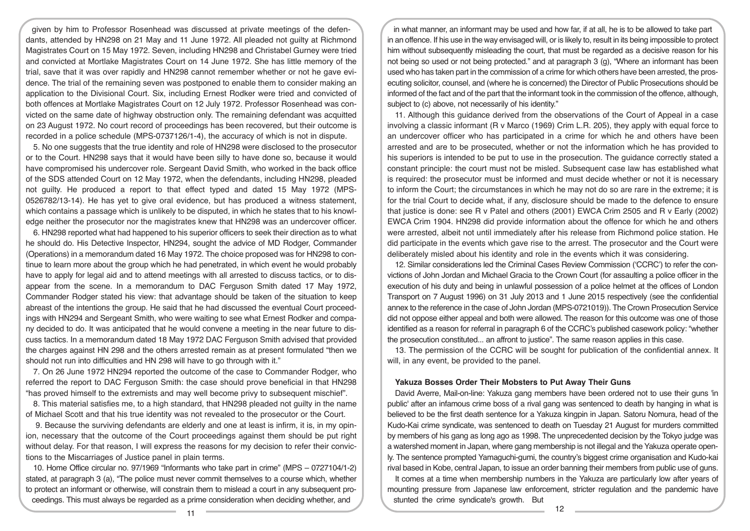given by him to Professor Rosenhead was discussed at private meetings of the defendants, attended by HN298 on 21 May and 11 June 1972. All pleaded not guilty at Richmond Magistrates Court on 15 May 1972. Seven, including HN298 and Christabel Gurney were tried and convicted at Mortlake Magistrates Court on 14 June 1972. She has little memory of the trial, save that it was over rapidly and HN298 cannot remember whether or not he gave evidence. The trial of the remaining seven was postponed to enable them to consider making an application to the Divisional Court. Six, including Ernest Rodker were tried and convicted of both offences at Mortlake Magistrates Court on 12 July 1972. Professor Rosenhead was convicted on the same date of highway obstruction only. The remaining defendant was acquitted on 23 August 1972. No court record of proceedings has been recovered, but their outcome is recorded in a police schedule (MPS-0737126/1-4), the accuracy of which is not in dispute.

5. No one suggests that the true identity and role of HN298 were disclosed to the prosecutor or to the Court. HN298 says that it would have been silly to have done so, because it would have compromised his undercover role. Sergeant David Smith, who worked in the back office of the SDS attended Court on 12 May 1972, when the defendants, including HN298, pleaded not guilty. He produced a report to that effect typed and dated 15 May 1972 (MPS-0526782/13-14). He has yet to give oral evidence, but has produced a witness statement, which contains a passage which is unlikely to be disputed, in which he states that to his knowledge neither the prosecutor nor the magistrates knew that HN298 was an undercover officer.

6. HN298 reported what had happened to his superior officers to seek their direction as to what he should do. His Detective Inspector, HN294, sought the advice of MD Rodger, Commander (Operations) in a memorandum dated 16 May 1972. The choice proposed was for HN298 to continue to learn more about the group which he had penetrated, in which event he would probably have to apply for legal aid and to attend meetings with all arrested to discuss tactics, or to disappear from the scene. In a memorandum to DAC Ferguson Smith dated 17 May 1972, Commander Rodger stated his view: that advantage should be taken of the situation to keep abreast of the intentions the group. He said that he had discussed the eventual Court proceedings with HN294 and Sergeant Smith, who were waiting to see what Ernest Rodker and company decided to do. It was anticipated that he would convene a meeting in the near future to discuss tactics. In a memorandum dated 18 May 1972 DAC Ferguson Smith advised that provided the charges against HN 298 and the others arrested remain as at present formulated "then we should not run into difficulties and HN 298 will have to go through with it."

7. On 26 June 1972 HN294 reported the outcome of the case to Commander Rodger, who referred the report to DAC Ferguson Smith: the case should prove beneficial in that HN298 "has proved himself to the extremists and may well become privy to subsequent mischief".

8. This material satisfies me, to a high standard, that HN298 pleaded not guilty in the name of Michael Scott and that his true identity was not revealed to the prosecutor or the Court.

9. Because the surviving defendants are elderly and one at least is infirm, it is, in my opinion, necessary that the outcome of the Court proceedings against them should be put right without delay. For that reason, I will express the reasons for my decision to refer their convictions to the Miscarriages of Justice panel in plain terms.

10. Home Office circular no. 97/1969 "Informants who take part in crime" (MPS – 0727104/1-2) stated, at paragraph 3 (a), "The police must never commit themselves to a course which, whether to protect an informant or otherwise, will constrain them to mislead a court in any subsequent proceedings. This must always be regarded as a prime consideration when deciding whether, and in what manner, an informant may be used and how far, if at all, he is to be allowed to take part in an offence. If his use in the way envisaged will, or is likely to, result in its being impossible to protect him without subsequently misleading the court, that must be regarded as a decisive reason for his not being so used or not being protected." and at paragraph 3 (g), "Where an informant has been used who has taken part in the commission of a crime for which others have been arrested, the prosecuting solicitor, counsel, and (where he is concerned) the Director of Public Prosecutions should be informed of the fact and of the part that the informant took in the commission of the offence, although, subject to (c) above, not necessarily of his identity."

11. Although this guidance derived from the observations of the Court of Appeal in a case involving a classic informant (R v Marco (1969) Crim L.R. 205), they apply with equal force to an undercover officer who has participated in a crime for which he and others have been arrested and are to be prosecuted, whether or not the information which he has provided to his superiors is intended to be put to use in the prosecution. The guidance correctly stated a constant principle: the court must not be misled. Subsequent case law has established what is required: the prosecutor must be informed and must decide whether or not it is necessary to inform the Court; the circumstances in which he may not do so are rare in the extreme; it is for the trial Court to decide what, if any, disclosure should be made to the defence to ensure that justice is done: see R v Patel and others (2001) EWCA Crim 2505 and R v Early (2002) EWCA Crim 1904. HN298 did provide information about the offence for which he and others were arrested, albeit not until immediately after his release from Richmond police station. He did participate in the events which gave rise to the arrest. The prosecutor and the Court were deliberately misled about his identity and role in the events which it was considering.

12. Similar considerations led the Criminal Cases Review Commission ('CCRC') to refer the convictions of John Jordan and Michael Gracia to the Crown Court (for assaulting a police officer in the execution of his duty and being in unlawful possession of a police helmet at the offices of London Transport on 7 August 1996) on 31 July 2013 and 1 June 2015 respectively (see the confidential annex to the reference in the case of John Jordan (MPS-0721019)). The Crown Prosecution Service did not oppose either appeal and both were allowed. The reason for this outcome was one of those identified as a reason for referral in paragraph 6 of the CCRC's published casework policy: "whether the prosecution constituted... an affront to justice". The same reason applies in this case.

13. The permission of the CCRC will be sought for publication of the confidential annex. It will, in any event, be provided to the panel.

## Yakuza Bosses Order Their Mobsters to Put Away Their Guns

David Averre, Mail-on-line: Yakuza gang members have been ordered not to use their guns 'in public' after an infamous crime boss of a rival gang was sentenced to death by hanging in what is believed to be the first death sentence for a Yakuza kingpin in Japan. Satoru Nomura, head of the Kudo-Kai crime syndicate, was sentenced to death on Tuesday 21 August for murders committed by members of his gang as long ago as 1998. The unprecedented decision by the Tokyo judge was a watershed moment in Japan, where gang membership is not illegal and the Yakuza operate openly. The sentence prompted Yamaguchi-gumi, the country's biggest crime organisation and Kudo-kai rival based in Kobe, central Japan, to issue an order banning their members from public use of guns.

It comes at a time when membership numbers in the Yakuza are particularly low after years of mounting pressure from Japanese law enforcement, stricter regulation and the pandemic have stunted the crime syndicate's growth. But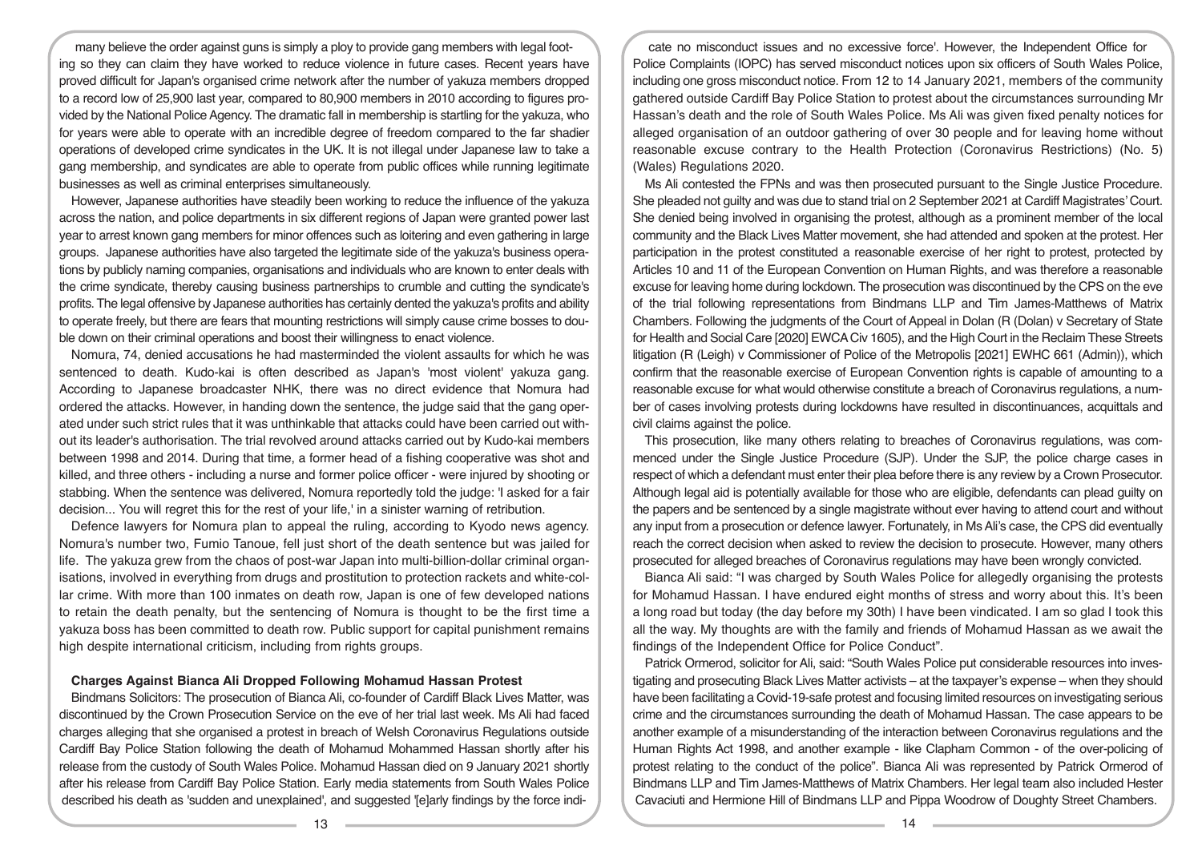many believe the order against guns is simply a ploy to provide gang members with legal footing so they can claim they have worked to reduce violence in future cases. Recent years have proved difficult for Japan's organised crime network after the number of yakuza members dropped to a record low of 25,900 last year, compared to 80,900 members in 2010 according to figures provided by the National Police Agency. The dramatic fall in membership is startling for the yakuza, who for years were able to operate with an incredible degree of freedom compared to the far shadier operations of developed crime syndicates in the UK. It is not illegal under Japanese law to take a gang membership, and syndicates are able to operate from public offices while running legitimate businesses as well as criminal enterprises simultaneously.

However, Japanese authorities have steadily been working to reduce the influence of the yakuza across the nation, and police departments in six different regions of Japan were granted power last year to arrest known gang members for minor offences such as loitering and even gathering in large groups. Japanese authorities have also targeted the legitimate side of the yakuza's business operations by publicly naming companies, organisations and individuals who are known to enter deals with the crime syndicate, thereby causing business partnerships to crumble and cutting the syndicate's profits. The legal offensive by Japanese authorities has certainly dented the yakuza's profits and ability to operate freely, but there are fears that mounting restrictions will simply cause crime bosses to double down on their criminal operations and boost their willingness to enact violence.

Nomura, 74, denied accusations he had masterminded the violent assaults for which he was sentenced to death. Kudo-kai is often described as Japan's 'most violent' yakuza gang. According to Japanese broadcaster NHK, there was no direct evidence that Nomura had ordered the attacks. However, in handing down the sentence, the judge said that the gang operated under such strict rules that it was unthinkable that attacks could have been carried out without its leader's authorisation. The trial revolved around attacks carried out by Kudo-kai members between 1998 and 2014. During that time, a former head of a fishing cooperative was shot and killed, and three others - including a nurse and former police officer - were injured by shooting or stabbing. When the sentence was delivered, Nomura reportedly told the judge: 'I asked for a fair decision... You will regret this for the rest of your life,' in a sinister warning of retribution.

Defence lawyers for Nomura plan to appeal the ruling, according to Kyodo news agency. Nomura's number two, Fumio Tanoue, fell just short of the death sentence but was jailed for life. The yakuza grew from the chaos of post-war Japan into multi-billion-dollar criminal organisations, involved in everything from drugs and prostitution to protection rackets and white-collar crime. With more than 100 inmates on death row, Japan is one of few developed nations to retain the death penalty, but the sentencing of Nomura is thought to be the first time a yakuza boss has been committed to death row. Public support for capital punishment remains high despite international criticism, including from rights groups.

**Charges Against Bianca Ali Dropped Following Mohamud Hassan Protest**

Bindmans Solicitors: The prosecution of Bianca Ali, co-founder of Cardiff Black Lives Matter, was discontinued by the Crown Prosecution Service on the eve of her trial last week. Ms Ali had faced charges alleging that she organised a protest in breach of Welsh Coronavirus Regulations outside Cardiff Bay Police Station following the death of Mohamud Mohammed Hassan shortly after his release from the custody of South Wales Police. Mohamud Hassan died on 9 January 2021 shortly after his release from Cardiff Bay Police Station. Early media statements from South Wales Police described his death as 'sudden and unexplained', and suggested '[e]arly findings by the force indicate no misconduct issues and no excessive force'. However, the Independent Office for Police Complaints (IOPC) has served misconduct notices upon six officers of South Wales Police, including one gross misconduct notice. From 12 to 14 January 2021, members of the community gathered outside Cardiff Bay Police Station to protest about the circumstances surrounding Mr Hassan's death and the role of South Wales Police. Ms Ali was given fixed penalty notices for alleged organisation of an outdoor gathering of over 30 people and for leaving home without reasonable excuse contrary to the Health Protection (Coronavirus Restrictions) (No. 5) (Wales) Regulations 2020.

Ms Ali contested the FPNs and was then prosecuted pursuant to the Single Justice Procedure. She pleaded not guilty and was due to stand trial on 2 September 2021 at Cardiff Magistrates' Court. She denied being involved in organising the protest, although as a prominent member of the local community and the Black Lives Matter movement, she had attended and spoken at the protest. Her participation in the protest constituted a reasonable exercise of her right to protest, protected by Articles 10 and 11 of the European Convention on Human Rights, and was therefore a reasonable excuse for leaving home during lockdown. The prosecution was discontinued by the CPS on the eve of the trial following representations from Bindmans LLP and Tim James-Matthews of Matrix Chambers. Following the judgments of the Court of Appeal in Dolan (R (Dolan) v Secretary of State for Health and Social Care [2020] EWCA Civ 1605), and the High Court in the Reclaim These Streets litigation (R (Leigh) v Commissioner of Police of the Metropolis [2021] EWHC 661 (Admin)), which confirm that the reasonable exercise of European Convention rights is capable of amounting to a reasonable excuse for what would otherwise constitute a breach of Coronavirus regulations, a number of cases involving protests during lockdowns have resulted in discontinuances, acquittals and civil claims against the police.

This prosecution, like many others relating to breaches of Coronavirus regulations, was commenced under the Single Justice Procedure (SJP). Under the SJP, the police charge cases in respect of which a defendant must enter their plea before there is any review by a Crown Prosecutor. Although legal aid is potentially available for those who are eligible, defendants can plead guilty on the papers and be sentenced by a single magistrate without ever having to attend court and without any input from a prosecution or defence lawyer. Fortunately, in Ms Ali's case, the CPS did eventually reach the correct decision when asked to review the decision to prosecute. However, many others prosecuted for alleged breaches of Coronavirus regulations may have been wrongly convicted.

Bianca Ali said: "I was charged by South Wales Police for allegedly organising the protests for Mohamud Hassan. I have endured eight months of stress and worry about this. It's been a long road but today (the day before my 30th) I have been vindicated. I am so glad I took this all the way. My thoughts are with the family and friends of Mohamud Hassan as we await the findings of the Independent Office for Police Conduct".

Patrick Ormerod, solicitor for Ali, said: "South Wales Police put considerable resources into investigating and prosecuting Black Lives Matter activists – at the taxpayer's expense – when they should have been facilitating a Covid-19-safe protest and focusing limited resources on investigating serious crime and the circumstances surrounding the death of Mohamud Hassan. The case appears to be another example of a misunderstanding of the interaction between Coronavirus regulations and the Human Rights Act 1998, and another example - like Clapham Common - of the over-policing of protest relating to the conduct of the police". Bianca Ali was represented by Patrick Ormerod of Bindmans LLP and Tim James-Matthews of Matrix Chambers. Her legal team also included Hester Cavaciuti and Hermione Hill of Bindmans LLP and Pippa Woodrow of Doughty Street Chambers.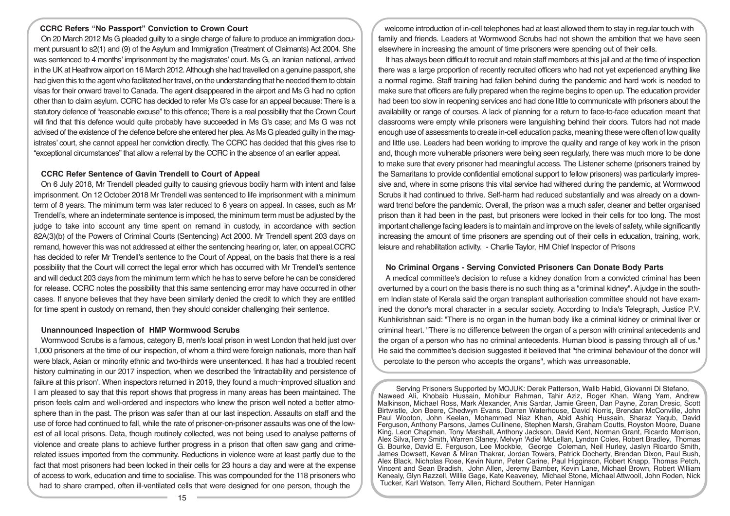### CCRC Refers "No Passport" Conviction to Crown Court

On 20 March 2012 Ms G pleaded guilty to a single charge of failure to produce an immigration document pursuant to s2(1) and (9) of the Asylum and Immigration (Treatment of Claimants) Act 2004. She was sentenced to 4 months' imprisonment by the magistrates' court. Ms G, an Iranian national, arrived in the UK at Heathrow airport on 16 March 2012. Although she had travelled on a genuine passport, she had given this to the agent who facilitated her travel, on the understanding that he needed them to obtain visas for their onward travel to Canada. The agent disappeared in the airport and Ms G had no option other than to claim asylum. CCRC has decided to refer Ms G's case for an appeal because: There is a statutory defence of "reasonable excuse" to this offence; There is a real possibility that the Crown Court will find that this defence would quite probably have succeeded in Ms G's case; and Ms G was not advised of the existence of the defence before she entered her plea. As Ms G pleaded guilty in the magistrates' court, she cannot appeal her conviction directly. The CCRC has decided that this gives rise to "exceptional circumstances" that allow a referral by the CCRC in the absence of an earlier appeal.

### CCRC Refer Sentence of Gavin Trendell to Court of Appeal

On 6 July 2018, Mr Trendell pleaded guilty to causing grievous bodily harm with intent and false imprisonment. On 12 October 2018 Mr Trendell was sentenced to life imprisonment with a minimum term of 8 years. The minimum term was later reduced to 6 years on appeal. In cases, such as Mr Trendell's, where an indeterminate sentence is imposed, the minimum term must be adjusted by the judge to take into account any time spent on remand in custody, in accordance with section 82A(3)(b) of the Powers of Criminal Courts (Sentencing) Act 2000. Mr Trendell spent 203 days on remand, however this was not addressed at either the sentencing hearing or, later, on appeal.CCRC has decided to refer Mr Trendell's sentence to the Court of Appeal, on the basis that there is a real possibility that the Court will correct the legal error which has occurred with Mr Trendell's sentence and will deduct 203 days from the minimum term which he has to serve before he can be considered for release. CCRC notes the possibility that this same sentencing error may have occurred in other cases. If anyone believes that they have been similarly denied the credit to which they are entitled for time spent in custody on remand, then they should consider challenging their sentence.

### Unannounced Inspection of HMP Wormwood Scrubs

Wormwood Scrubs is a famous, category B, men's local prison in west London that held just over 1,000 prisoners at the time of our inspection, of whom a third were foreign nationals, more than half were black, Asian or minority ethnic and two-thirds were unsentenced. It has had a troubled recent history culminating in our 2017 inspection, when we described the 'intractability and persistence of failure at this prison'. When inspectors returned in 2019, they found a much¬improved situation and I am pleased to say that this report shows that progress in many areas has been maintained. The prison feels calm and well-ordered and inspectors who knew the prison well noted a better atmosphere than in the past. The prison was safer than at our last inspection. Assaults on staff and the use of force had continued to fall, while the rate of prisoner-on-prisoner assaults was one of the lowest of all local prisons. Data, though routinely collected, was not being used to analyse patterns of violence and create plans to achieve further progress in a prison that often saw gang and crime-related issues imported from the community. Reductions in violence were at least partly due to the fact that most prisoners had been locked in their cells for 23 hours a day and were at the expense of access to work, education and time to socialise. This was compounded for the 118 prisoners who had to share cramped, often ill-ventilated cells that were designed for one person, though the welcome introduction of in-cell telephones had at least allowed them to stay in regular touch with family and friends. Leaders at Wormwood Scrubs had not shown the ambition that we have seen elsewhere in increasing the amount of time prisoners were spending out of their cells.

It has always been difficult to recruit and retain staff members at this jail and at the time of inspection there was a large proportion of recently recruited officers who had not yet experienced anything like a normal regime. Staff training had fallen behind during the pandemic and hard work is needed to make sure that officers are fully prepared when the regime begins to open up. The education provider had been too slow in reopening services and had done little to communicate with prisoners about the availability or range of courses. A lack of planning for a return to face-to-face education meant that classrooms were empty while prisoners were languishing behind their doors. Tutors had not made enough use of assessments to create in-cell education packs, meaning these were often of low quality and little use. Leaders had been working to improve the quality and range of key work in the prison and, though more vulnerable prisoners were being seen regularly, there was much more to be done to make sure that every prisoner had meaningful access. The Listener scheme (prisoners trained by the Samaritans to provide confidential emotional support to fellow prisoners) was particularly impressive and, where in some prisons this vital service had withered during the pandemic, at Wormwood Scrubs it had continued to thrive. Self-harm had reduced substantially and was already on a downward trend before the pandemic. Overall, the prison was a much safer, cleaner and better organised prison than it had been in the past, but prisoners were locked in their cells for too long. The most important challenge facing leaders is to maintain and improve on the levels of safety, while significantly increasing the amount of time prisoners are spending out of their cells in education, training, work, leisure and rehabilitation activity. - Charlie Taylor, HM Chief Inspector of Prisons

### No Criminal Organs - Serving Convicted Prisoners Can Donate Body Parts

A medical committee's decision to refuse a kidney donation from a convicted criminal has been overturned by a court on the basis there is no such thing as a "criminal kidney". A judge in the southern Indian state of Kerala said the organ transplant authorisation committee should not have examined the donor's moral character in a secular society. According to India's Telegraph, Justice P.V. Kunhikrishnan said: "There is no organ in the human body like a criminal kidney or criminal liver or criminal heart. "There is no difference between the organ of a person with criminal antecedents and the organ of a person who has no criminal antecedents. Human blood is passing through all of us." He said the committee's decision suggested it believed that "the criminal behaviour of the donor will percolate to the person who accepts the organs", which was unreasonable.

Serving Prisoners Supported by MOJUK: Derek Patterson, Walib Habid, Giovanni Di Stefano, Naweed Ali, Khobaib Hussain, Mohibur Rahman, Tahir Aziz, Roger Khan, Wang Yam, Andrew Malkinson, Michael Ross, Mark Alexander, Anis Sardar, Jamie Green, Dan Payne, Zoran Dresic, Scott Birtwistle, Jon Beere, Chedwyn Evans, Darren Waterhouse, David Norris, Brendan McConville, John Paul Wooton, John Keelan, Mohammed Niaz Khan, Abid Ashiq Hussain, Sharaz Yaqub, David Ferguson, Anthony Parsons, James Cullinene, Stephen Marsh, Graham Coutts, Royston Moore, Duane King, Leon Chapman, Tony Marshall, Anthony Jackson, David Kent, Norman Grant, Ricardo Morrison, Alex Silva,Terry Smith, Warren Slaney, Melvyn 'Adie' McLellan, Lyndon Coles, Robert Bradley, Thomas G. Bourke, David E. Ferguson, Lee Mockble, George Coleman, Neil Hurley, Jaslyn Ricardo Smith, James Dowsett, Kevan & Miran Thakrar, Jordan Towers, Patrick Docherty, Brendan Dixon, Paul Bush, Alex Black, Nicholas Rose, Kevin Nunn, Peter Carine, Paul Higginson, Robert Knapp, Thomas Petch, Vincent and Sean Bradish, John Allen, Jeremy Bamber, Kevin Lane, Michael Brown, Robert William Kenealy, Glyn Razzell, Willie Gage, Kate Keaveney, Michael Stone, Michael Attwooll, John Roden, Nick Tucker, Karl Watson, Terry Allen, Richard Southern, Peter Hannigan